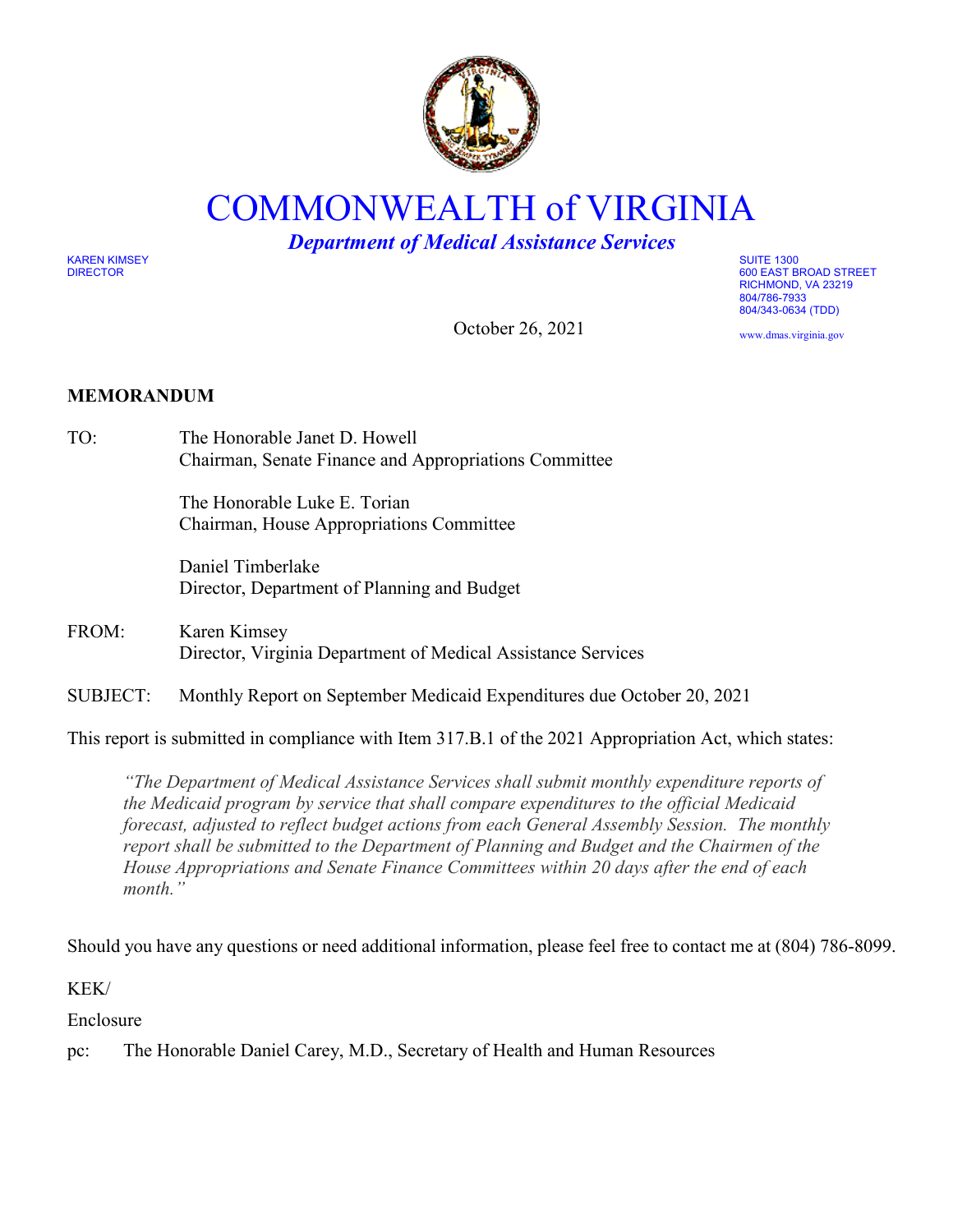# COMMONWEALTH of VIRGINIA

***Department of Medical Assistance Services***

KAREN KIMSEY
DIRECTOR

SUITE 1300
600 EAST BROAD STREET
RICHMOND, VA 23219
804/786-7933
804/343-0634 (TDD)
www.dmas.virginia.gov

October 26, 2021

**MEMORANDUM**

TO: The Honorable Janet D. Howell
Chairman, Senate Finance and Appropriations Committee

The Honorable Luke E. Torian
Chairman, House Appropriations Committee

Daniel Timberlake
Director, Department of Planning and Budget

FROM: Karen Kimsey
Director, Virginia Department of Medical Assistance Services

SUBJECT: Monthly Report on September Medicaid Expenditures due October 20, 2021

This report is submitted in compliance with Item 317.B.1 of the 2021 Appropriation Act, which states:

> *"The Department of Medical Assistance Services shall submit monthly expenditure reports of the Medicaid program by service that shall compare expenditures to the official Medicaid forecast, adjusted to reflect budget actions from each General Assembly Session. The monthly report shall be submitted to the Department of Planning and Budget and the Chairmen of the House Appropriations and Senate Finance Committees within 20 days after the end of each month."*

Should you have any questions or need additional information, please feel free to contact me at (804) 786-8099.

KEK/

Enclosure

pc: The Honorable Daniel Carey, M.D., Secretary of Health and Human Resources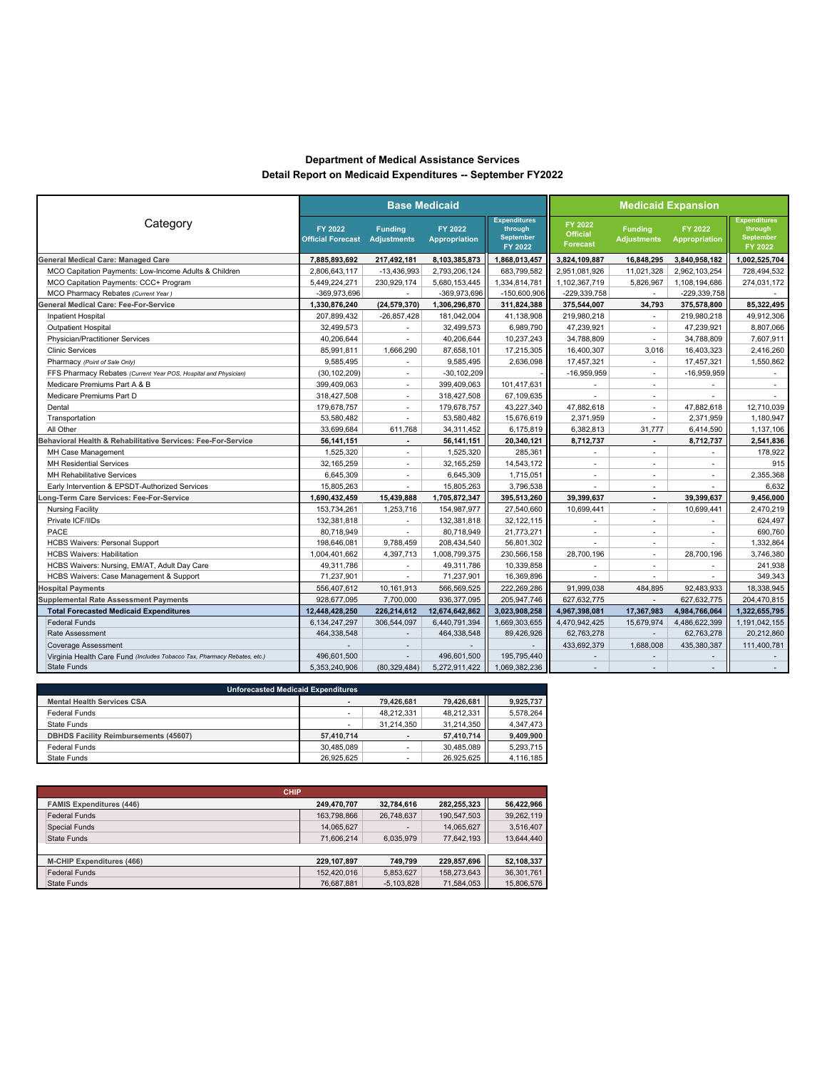## Department of Medical Assistance Services
## Detail Report on Medicaid Expenditures -- September FY2022

| Category | Base Medicaid | | | | Medicaid Expansion | | | |
|---|---|---|---|---|---|---|---|---|
| | FY 2022 Official Forecast | Funding Adjustments | FY 2022 Appropriation | Expenditures through September FY 2022 | FY 2022 Official Forecast | Funding Adjustments | FY 2022 Appropriation | Expenditures through September FY 2022 |
| **General Medical Care: Managed Care** | **7,885,893,692** | **217,492,181** | **8,103,385,873** | **1,868,013,457** | **3,824,109,887** | **16,848,295** | **3,840,958,182** | **1,002,525,704** |
| MCO Capitation Payments: Low-Income Adults & Children | 2,806,643,117 | -13,436,993 | 2,793,206,124 | 683,799,582 | 2,951,081,926 | 11,021,328 | 2,962,103,254 | 728,494,532 |
| MCO Capitation Payments: CCC+ Program | 5,449,224,271 | 230,929,174 | 5,680,153,445 | 1,334,814,781 | 1,102,367,719 | 5,826,967 | 1,108,194,686 | 274,031,172 |
| MCO Pharmacy Rebates *(Current Year)* | -369,973,696 | - | -369,973,696 | -150,600,906 | -229,339,758 | - | -229,339,758 | - |
| **General Medical Care: Fee-For-Service** | **1,330,876,240** | **(24,579,370)** | **1,306,296,870** | **311,824,388** | **375,544,007** | **34,793** | **375,578,800** | **85,322,495** |
| Inpatient Hospital | 207,899,432 | -26,857,428 | 181,042,004 | 41,138,908 | 219,980,218 | - | 219,980,218 | 49,912,306 |
| Outpatient Hospital | 32,499,573 | - | 32,499,573 | 6,989,790 | 47,239,921 | - | 47,239,921 | 8,807,066 |
| Physician/Practitioner Services | 40,206,644 | - | 40,206,644 | 10,237,243 | 34,788,809 | - | 34,788,809 | 7,607,911 |
| Clinic Services | 85,991,811 | 1,666,290 | 87,658,101 | 17,215,305 | 16,400,307 | 3,016 | 16,403,323 | 2,416,260 |
| Pharmacy *(Point of Sale Only)* | 9,585,495 | - | 9,585,495 | 2,636,098 | 17,457,321 | - | 17,457,321 | 1,550,862 |
| FFS Pharmacy Rebates *(Current Year POS, Hospital and Physician)* | (30,102,209) | - | -30,102,209 | - | -16,959,959 | - | -16,959,959 | - |
| Medicare Premiums Part A & B | 399,409,063 | - | 399,409,063 | 101,417,631 | - | - | - | - |
| Medicare Premiums Part D | 318,427,508 | - | 318,427,508 | 67,109,635 | - | - | - | - |
| Dental | 179,678,757 | - | 179,678,757 | 43,227,340 | 47,882,618 | - | 47,882,618 | 12,710,039 |
| Transportation | 53,580,482 | - | 53,580,482 | 15,676,619 | 2,371,959 | - | 2,371,959 | 1,180,947 |
| All Other | 33,699,684 | 611,768 | 34,311,452 | 6,175,819 | 6,382,813 | 31,777 | 6,414,590 | 1,137,106 |
| **Behavioral Health & Rehabilitative Services: Fee-For-Service** | **56,141,151** | **-** | **56,141,151** | **20,340,121** | **8,712,737** | **-** | **8,712,737** | **2,541,836** |
| MH Case Management | 1,525,320 | - | 1,525,320 | 285,361 | - | - | - | 178,922 |
| MH Residential Services | 32,165,259 | - | 32,165,259 | 14,543,172 | - | - | - | 915 |
| MH Rehabilitative Services | 6,645,309 | - | 6,645,309 | 1,715,051 | - | - | - | 2,355,368 |
| Early Intervention & EPSDT-Authorized Services | 15,805,263 | - | 15,805,263 | 3,796,538 | - | - | - | 6,632 |
| **Long-Term Care Services: Fee-For-Service** | **1,690,432,459** | **15,439,888** | **1,705,872,347** | **395,513,260** | **39,399,637** | **-** | **39,399,637** | **9,456,000** |
| Nursing Facility | 153,734,261 | 1,253,716 | 154,987,977 | 27,540,660 | 10,699,441 | - | 10,699,441 | 2,470,219 |
| Private ICF/IIDs | 132,381,818 | - | 132,381,818 | 32,122,115 | - | - | - | 624,497 |
| PACE | 80,718,949 | - | 80,718,949 | 21,773,271 | - | - | - | 690,760 |
| HCBS Waivers: Personal Support | 198,646,081 | 9,788,459 | 208,434,540 | 56,801,302 | - | - | - | 1,332,864 |
| HCBS Waivers: Habilitation | 1,004,401,662 | 4,397,713 | 1,008,799,375 | 230,566,158 | 28,700,196 | - | 28,700,196 | 3,746,380 |
| HCBS Waivers: Nursing, EM/AT, Adult Day Care | 49,311,786 | - | 49,311,786 | 10,339,858 | - | - | - | 241,938 |
| HCBS Waivers: Case Management & Support | 71,237,901 | - | 71,237,901 | 16,369,896 | - | - | - | 349,343 |
| **Hospital Payments** | **556,407,612** | **10,161,913** | **566,569,525** | **222,269,286** | **91,999,038** | **484,895** | **92,483,933** | **18,338,945** |
| **Supplemental Rate Assessment Payments** | **928,677,095** | **7,700,000** | **936,377,095** | **205,947,746** | **627,632,775** | **-** | **627,632,775** | **204,470,815** |
| **Total Forecasted Medicaid Expenditures** | **12,448,428,250** | **226,214,612** | **12,674,642,862** | **3,023,908,258** | **4,967,398,081** | **17,367,983** | **4,984,766,064** | **1,322,655,795** |
| Federal Funds | 6,134,247,297 | 306,544,097 | 6,440,791,394 | 1,669,303,655 | 4,470,942,425 | 15,679,974 | 4,486,622,399 | 1,191,042,155 |
| Rate Assessment | 464,338,548 | - | 464,338,548 | 89,426,926 | 62,763,278 | - | 62,763,278 | 20,212,860 |
| Coverage Assessment | - | - | - | - | 433,692,379 | 1,688,008 | 435,380,387 | 111,400,781 |
| Virginia Health Care Fund *(Includes Tobacco Tax, Pharmacy Rebates, etc.)* | 496,601,500 | - | 496,601,500 | 195,795,440 | - | - | - | - |
| State Funds | 5,353,240,906 | (80,329,484) | 5,272,911,422 | 1,069,382,236 | - | - | - | - |

| Unforecasted Medicaid Expenditures | | | | |
|---|---|---|---|---|
| **Mental Health Services CSA** | **-** | **79,426,681** | **79,426,681** | **9,925,737** |
| Federal Funds | - | 48,212,331 | 48,212,331 | 5,578,264 |
| State Funds | - | 31,214,350 | 31,214,350 | 4,347,473 |
| **DBHDS Facility Reimbursements (45607)** | **57,410,714** | **-** | **57,410,714** | **9,409,900** |
| Federal Funds | 30,485,089 | - | 30,485,089 | 5,293,715 |
| State Funds | 26,925,625 | - | 26,925,625 | 4,116,185 |

| CHIP | | | | |
|---|---|---|---|---|
| **FAMIS Expenditures (446)** | **249,470,707** | **32,784,616** | **282,255,323** | **56,422,966** |
| Federal Funds | 163,798,866 | 26,748,637 | 190,547,503 | 39,262,119 |
| Special Funds | 14,065,627 | - | 14,065,627 | 3,516,407 |
| State Funds | 71,606,214 | 6,035,979 | 77,642,193 | 13,644,440 |
| | | | | |
| **M-CHIP Expenditures (466)** | **229,107,897** | **749,799** | **229,857,696** | **52,108,337** |
| Federal Funds | 152,420,016 | 5,853,627 | 158,273,643 | 36,301,761 |
| State Funds | 76,687,881 | -5,103,828 | 71,584,053 | 15,806,576 |